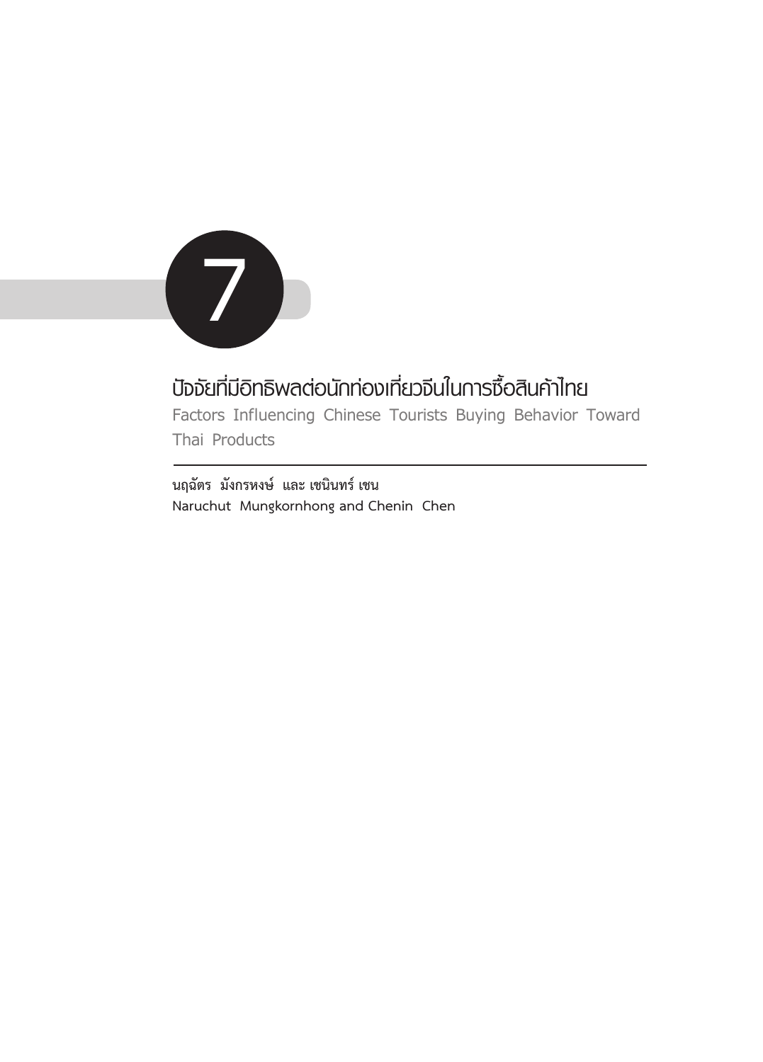# 7

## ปัจจัยที่มีอิทธิพลต่อนักท่องเที่ยวจีนในการซื้อสินค้าไทย

Factors Influencing Chinese Tourists Buying Behavior Toward Thai Products

**นฤฉัตร มังกรหงษ์ และ เชนินทร์ เชน**

Naruchut Mungkornhong and Chenin Chen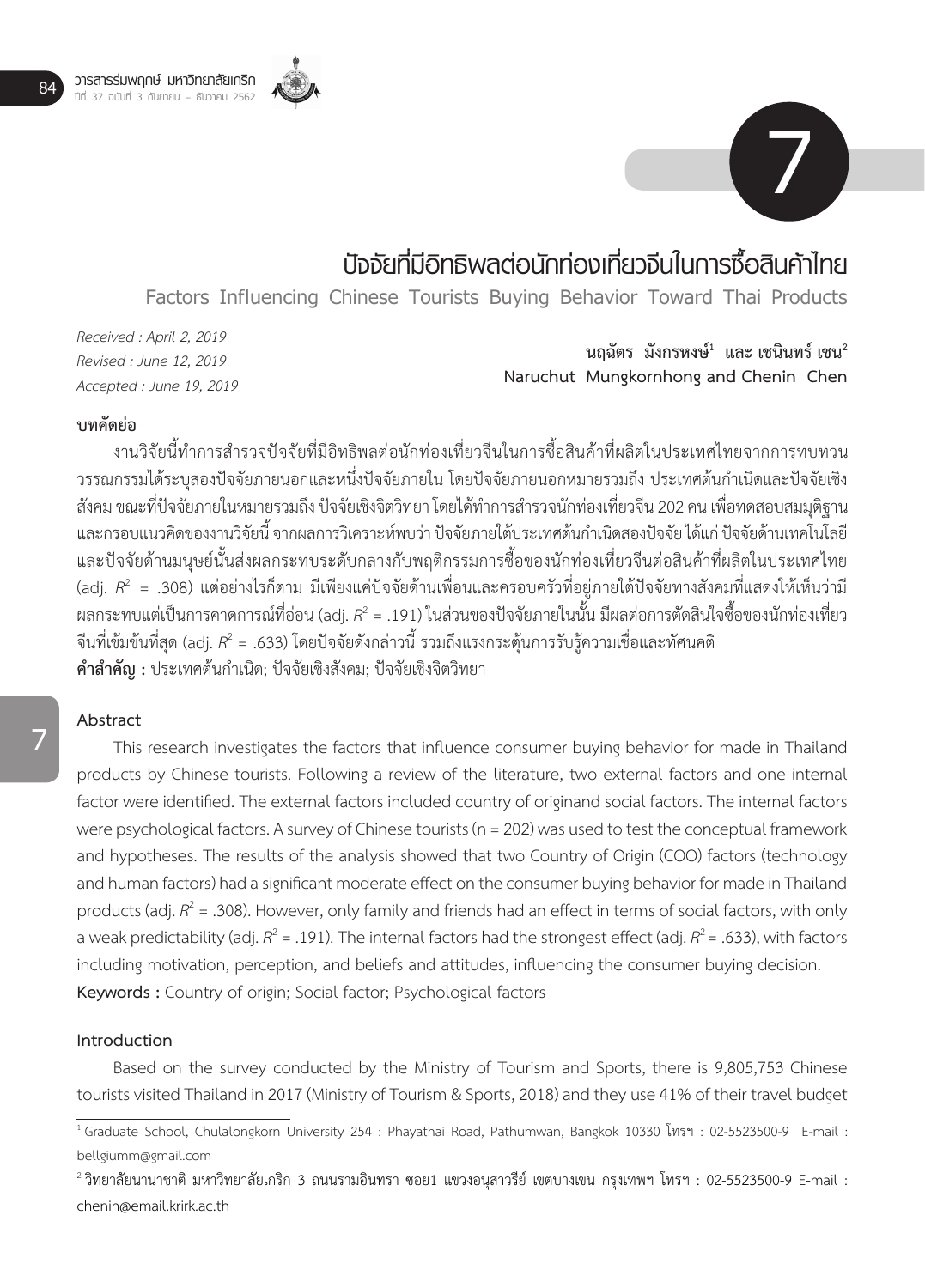# ปัจจัยที่มีอิทธิพลต่อนักท่องเที่ยวจีนในการซื้อสินค้าไทย

Factors Influencing Chinese Tourists Buying Behavior Toward Thai Products

*Received : April 2, 2019*
*Revised : June 12, 2019*
*Accepted : June 19, 2019*

**นฤฉัตร มังกรหงษ์[1] และ เชนินทร์ เชน[2]**
**Naruchut Mungkornhong and Chenin Chen**

**บทคัดย่อ**

งานวิจัยนี้ทำการสำรวจปัจจัยที่มีอิทธิพลต่อนักท่องเที่ยวจีนในการซื้อสินค้าที่ผลิตในประเทศไทยจากการทบทวนวรรณกรรมได้ระบุสองปัจจัยภายนอกและหนึ่งปัจจัยภายใน โดยปัจจัยภายนอกหมายรวมถึง ประเทศต้นกำเนิดและปัจจัยเชิงสังคม ขณะที่ปัจจัยภายในหมายรวมถึง ปัจจัยเชิงจิตวิทยา โดยได้ทำการสำรวจนักท่องเที่ยวจีน 202 คน เพื่อทดสอบสมมุติฐานและกรอบแนวคิดของงานวิจัยนี้ จากผลการวิเคราะห์พบว่า ปัจจัยภายใต้ประเทศต้นกำเนิดสองปัจจัย ได้แก่ ปัจจัยด้านเทคโนโลยีและปัจจัยด้านมนุษย์นั้นส่งผลกระทบระดับกลางกับพฤติกรรมการซื้อของนักท่องเที่ยวจีนต่อสินค้าที่ผลิตในประเทศไทย (adj. $R^2$ = .308) แต่อย่างไรก็ตาม มีเพียงแค่ปัจจัยด้านเพื่อนและครอบครัวที่อยู่ภายใต้ปัจจัยทางสังคมที่แสดงให้เห็นว่ามีผลกระทบแต่เป็นการคาดการณ์ที่อ่อน (adj. $R^2$ = .191) ในส่วนของปัจจัยภายในนั้น มีผลต่อการตัดสินใจซื้อของนักท่องเที่ยวจีนที่เข้มข้นที่สุด (adj. $R^2$ = .633) โดยปัจจัยดังกล่าวนี้ รวมถึงแรงกระตุ้นการรับรู้ความเชื่อและทัศนคติ

**คำสำคัญ :** ประเทศต้นกำเนิด; ปัจจัยเชิงสังคม; ปัจจัยเชิงจิตวิทยา

**Abstract**

This research investigates the factors that influence consumer buying behavior for made in Thailand products by Chinese tourists. Following a review of the literature, two external factors and one internal factor were identified. The external factors included country of originand social factors. The internal factors were psychological factors. A survey of Chinese tourists (n = 202) was used to test the conceptual framework and hypotheses. The results of the analysis showed that two Country of Origin (COO) factors (technology and human factors) had a significant moderate effect on the consumer buying behavior for made in Thailand products (adj. $R^2$ = .308). However, only family and friends had an effect in terms of social factors, with only a weak predictability (adj. $R^2$ = .191). The internal factors had the strongest effect (adj. $R^2$ = .633), with factors including motivation, perception, and beliefs and attitudes, influencing the consumer buying decision.

**Keywords :** Country of origin; Social factor; Psychological factors

**Introduction**

Based on the survey conducted by the Ministry of Tourism and Sports, there is 9,805,753 Chinese tourists visited Thailand in 2017 (Ministry of Tourism & Sports, 2018) and they use 41% of their travel budget

---

[1] Graduate School, Chulalongkorn University 254 : Phayathai Road, Pathumwan, Bangkok 10330 โทรฯ : 02-5523500-9 E-mail : bellgiumm@gmail.com

[2] วิทยาลัยนานาชาติ มหาวิทยาลัยเกริก 3 ถนนรามอินทรา ซอย1 แขวงอนุสาวรีย์ เขตบางเขน กรุงเทพฯ โทรฯ : 02-5523500-9 E-mail : chenin@email.krirk.ac.th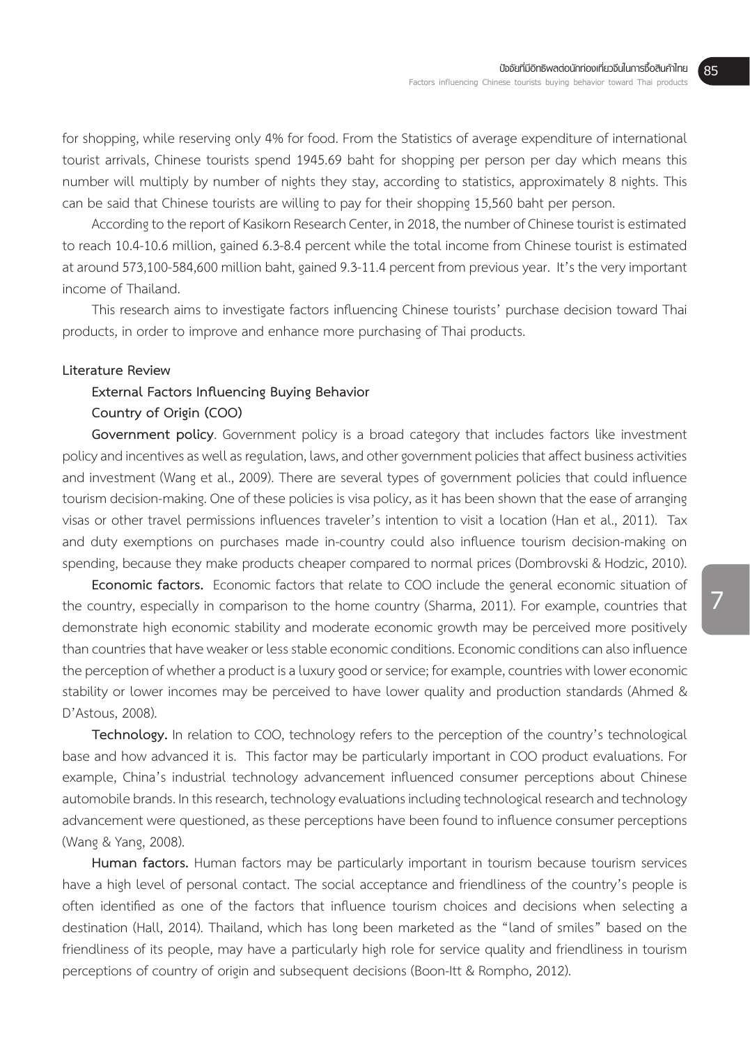for shopping, while reserving only 4% for food. From the Statistics of average expenditure of international tourist arrivals, Chinese tourists spend 1945.69 baht for shopping per person per day which means this number will multiply by number of nights they stay, according to statistics, approximately 8 nights. This can be said that Chinese tourists are willing to pay for their shopping 15,560 baht per person.

According to the report of Kasikorn Research Center, in 2018, the number of Chinese tourist is estimated to reach 10.4-10.6 million, gained 6.3-8.4 percent while the total income from Chinese tourist is estimated at around 573,100-584,600 million baht, gained 9.3-11.4 percent from previous year. It's the very important income of Thailand.

This research aims to investigate factors influencing Chinese tourists' purchase decision toward Thai products, in order to improve and enhance more purchasing of Thai products.

## Literature Review

### External Factors Influencing Buying Behavior

#### Country of Origin (COO)

**Government policy**. Government policy is a broad category that includes factors like investment policy and incentives as well as regulation, laws, and other government policies that affect business activities and investment (Wang et al., 2009). There are several types of government policies that could influence tourism decision-making. One of these policies is visa policy, as it has been shown that the ease of arranging visas or other travel permissions influences traveler's intention to visit a location (Han et al., 2011). Tax and duty exemptions on purchases made in-country could also influence tourism decision-making on spending, because they make products cheaper compared to normal prices (Dombrovski & Hodzic, 2010).

**Economic factors.** Economic factors that relate to COO include the general economic situation of the country, especially in comparison to the home country (Sharma, 2011). For example, countries that demonstrate high economic stability and moderate economic growth may be perceived more positively than countries that have weaker or less stable economic conditions. Economic conditions can also influence the perception of whether a product is a luxury good or service; for example, countries with lower economic stability or lower incomes may be perceived to have lower quality and production standards (Ahmed & D'Astous, 2008).

**Technology.** In relation to COO, technology refers to the perception of the country's technological base and how advanced it is. This factor may be particularly important in COO product evaluations. For example, China's industrial technology advancement influenced consumer perceptions about Chinese automobile brands. In this research, technology evaluations including technological research and technology advancement were questioned, as these perceptions have been found to influence consumer perceptions (Wang & Yang, 2008).

**Human factors.** Human factors may be particularly important in tourism because tourism services have a high level of personal contact. The social acceptance and friendliness of the country's people is often identified as one of the factors that influence tourism choices and decisions when selecting a destination (Hall, 2014). Thailand, which has long been marketed as the "land of smiles" based on the friendliness of its people, may have a particularly high role for service quality and friendliness in tourism perceptions of country of origin and subsequent decisions (Boon-Itt & Rompho, 2012).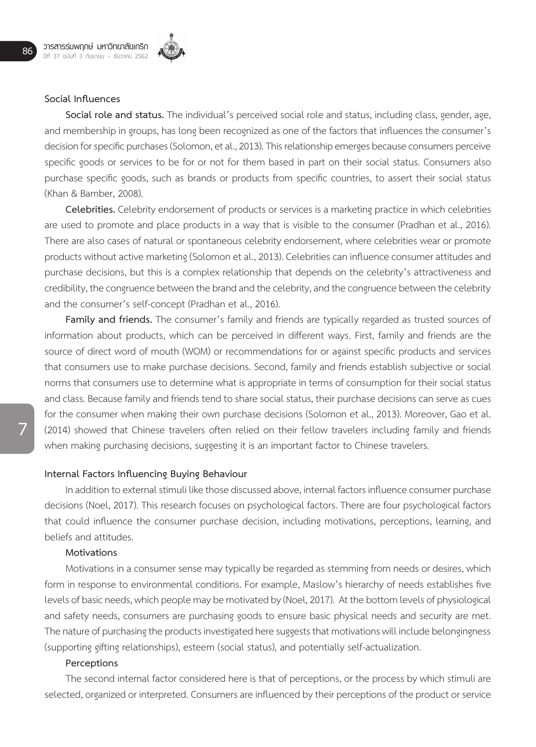### Social Influences

**Social role and status.** The individual's perceived social role and status, including class, gender, age, and membership in groups, has long been recognized as one of the factors that influences the consumer's decision for specific purchases (Solomon, et al., 2013). This relationship emerges because consumers perceive specific goods or services to be for or not for them based in part on their social status. Consumers also purchase specific goods, such as brands or products from specific countries, to assert their social status (Khan & Bamber, 2008).

**Celebrities.** Celebrity endorsement of products or services is a marketing practice in which celebrities are used to promote and place products in a way that is visible to the consumer (Pradhan et al., 2016). There are also cases of natural or spontaneous celebrity endorsement, where celebrities wear or promote products without active marketing (Solomon et al., 2013). Celebrities can influence consumer attitudes and purchase decisions, but this is a complex relationship that depends on the celebrity's attractiveness and credibility, the congruence between the brand and the celebrity, and the congruence between the celebrity and the consumer's self-concept (Pradhan et al., 2016).

**Family and friends.** The consumer's family and friends are typically regarded as trusted sources of information about products, which can be perceived in different ways. First, family and friends are the source of direct word of mouth (WOM) or recommendations for or against specific products and services that consumers use to make purchase decisions. Second, family and friends establish subjective or social norms that consumers use to determine what is appropriate in terms of consumption for their social status and class. Because family and friends tend to share social status, their purchase decisions can serve as cues for the consumer when making their own purchase decisions (Solomon et al., 2013). Moreover, Gao et al. (2014) showed that Chinese travelers often relied on their fellow travelers including family and friends when making purchasing decisions, suggesting it is an important factor to Chinese travelers.

### Internal Factors Influencing Buying Behaviour

In addition to external stimuli like those discussed above, internal factors influence consumer purchase decisions (Noel, 2017). This research focuses on psychological factors. There are four psychological factors that could influence the consumer purchase decision, including motivations, perceptions, learning, and beliefs and attitudes.

#### Motivations

Motivations in a consumer sense may typically be regarded as stemming from needs or desires, which form in response to environmental conditions. For example, Maslow's hierarchy of needs establishes five levels of basic needs, which people may be motivated by (Noel, 2017). At the bottom levels of physiological and safety needs, consumers are purchasing goods to ensure basic physical needs and security are met. The nature of purchasing the products investigated here suggests that motivations will include belongingness (supporting gifting relationships), esteem (social status), and potentially self-actualization.

#### Perceptions

The second internal factor considered here is that of perceptions, or the process by which stimuli are selected, organized or interpreted. Consumers are influenced by their perceptions of the product or service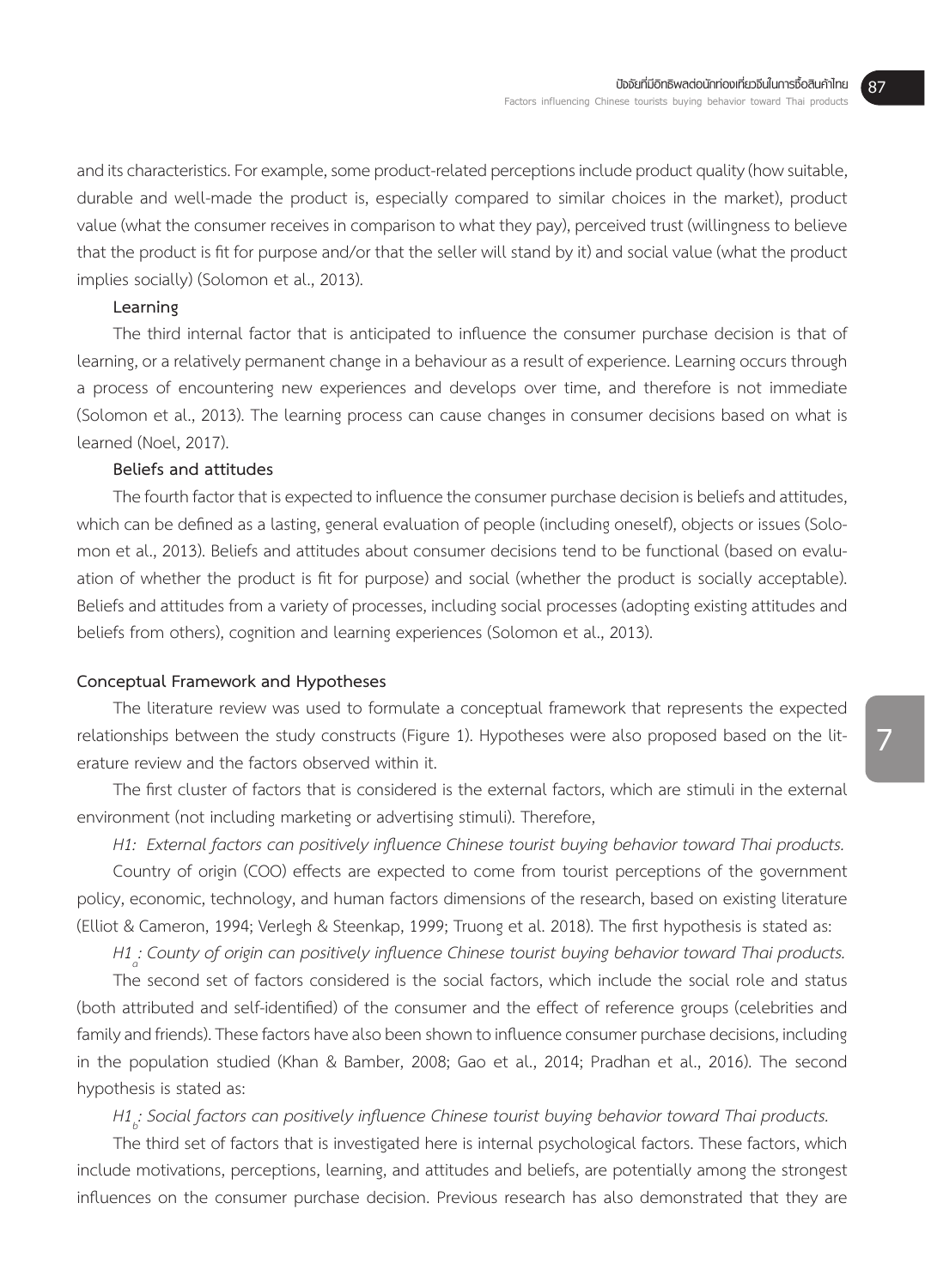and its characteristics. For example, some product-related perceptions include product quality (how suitable, durable and well-made the product is, especially compared to similar choices in the market), product value (what the consumer receives in comparison to what they pay), perceived trust (willingness to believe that the product is fit for purpose and/or that the seller will stand by it) and social value (what the product implies socially) (Solomon et al., 2013).

**Learning**

The third internal factor that is anticipated to influence the consumer purchase decision is that of learning, or a relatively permanent change in a behaviour as a result of experience. Learning occurs through a process of encountering new experiences and develops over time, and therefore is not immediate (Solomon et al., 2013). The learning process can cause changes in consumer decisions based on what is learned (Noel, 2017).

**Beliefs and attitudes**

The fourth factor that is expected to influence the consumer purchase decision is beliefs and attitudes, which can be defined as a lasting, general evaluation of people (including oneself), objects or issues (Solomon et al., 2013). Beliefs and attitudes about consumer decisions tend to be functional (based on evaluation of whether the product is fit for purpose) and social (whether the product is socially acceptable). Beliefs and attitudes from a variety of processes, including social processes (adopting existing attitudes and beliefs from others), cognition and learning experiences (Solomon et al., 2013).

**Conceptual Framework and Hypotheses**

The literature review was used to formulate a conceptual framework that represents the expected relationships between the study constructs (Figure 1). Hypotheses were also proposed based on the literature review and the factors observed within it.

The first cluster of factors that is considered is the external factors, which are stimuli in the external environment (not including marketing or advertising stimuli). Therefore,

*H1: External factors can positively influence Chinese tourist buying behavior toward Thai products.*

Country of origin (COO) effects are expected to come from tourist perceptions of the government policy, economic, technology, and human factors dimensions of the research, based on existing literature (Elliot & Cameron, 1994; Verlegh & Steenkap, 1999; Truong et al. 2018). The first hypothesis is stated as:

*$H1_a$: County of origin can positively influence Chinese tourist buying behavior toward Thai products.*

The second set of factors considered is the social factors, which include the social role and status (both attributed and self-identified) of the consumer and the effect of reference groups (celebrities and family and friends). These factors have also been shown to influence consumer purchase decisions, including in the population studied (Khan & Bamber, 2008; Gao et al., 2014; Pradhan et al., 2016). The second hypothesis is stated as:

*$H1_b$: Social factors can positively influence Chinese tourist buying behavior toward Thai products.*

The third set of factors that is investigated here is internal psychological factors. These factors, which include motivations, perceptions, learning, and attitudes and beliefs, are potentially among the strongest influences on the consumer purchase decision. Previous research has also demonstrated that they are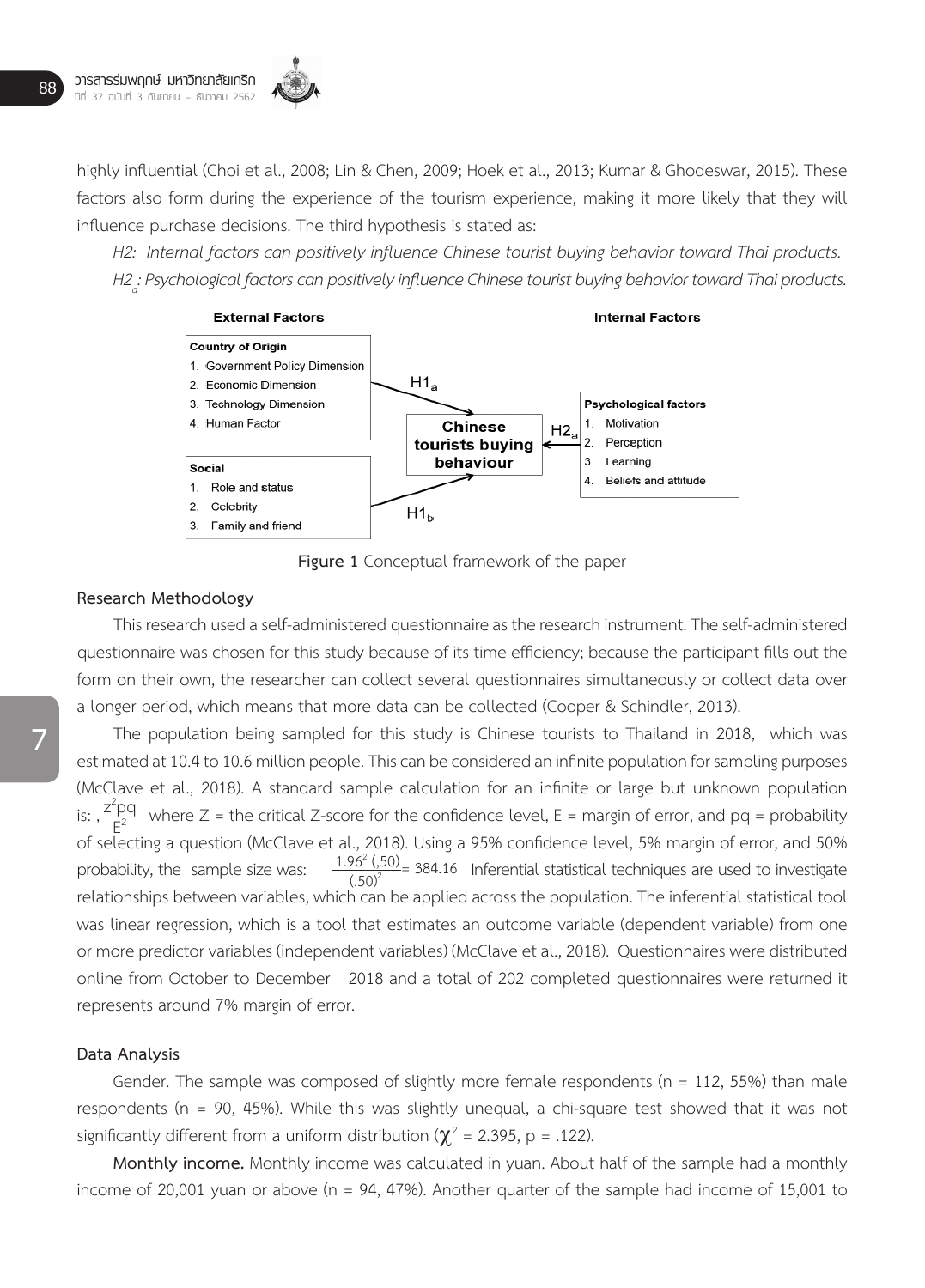highly influential (Choi et al., 2008; Lin & Chen, 2009; Hoek et al., 2013; Kumar & Ghodeswar, 2015). These factors also form during the experience of the tourism experience, making it more likely that they will influence purchase decisions. The third hypothesis is stated as:

*H2: Internal factors can positively influence Chinese tourist buying behavior toward Thai products.*

*$H2_a$: Psychological factors can positively influence Chinese tourist buying behavior toward Thai products.*

**External Factors** | **Internal Factors**

**Country of Origin**
1. Government Policy Dimension
2. Economic Dimension
3. Technology Dimension
4. Human Factor

**Social**
1. Role and status
2. Celebrity
3. Family and friend

$H1_a$ → **Chinese tourists buying behaviour** ← $H1_b$

$H2_a$

**Psychological factors**
1. Motivation
2. Perception
3. Learning
4. Beliefs and attitude

**Figure 1** Conceptual framework of the paper

## Research Methodology

This research used a self-administered questionnaire as the research instrument. The self-administered questionnaire was chosen for this study because of its time efficiency; because the participant fills out the form on their own, the researcher can collect several questionnaires simultaneously or collect data over a longer period, which means that more data can be collected (Cooper & Schindler, 2013).

The population being sampled for this study is Chinese tourists to Thailand in 2018, which was estimated at 10.4 to 10.6 million people. This can be considered an infinite population for sampling purposes (McClave et al., 2018). A standard sample calculation for an infinite or large but unknown population is: ,$\frac{z^2pq}{E^2}$ where Z = the critical Z-score for the confidence level, E = margin of error, and pq = probability of selecting a question (McClave et al., 2018). Using a 95% confidence level, 5% margin of error, and 50% probability, the sample size was: $\frac{1.96^2\,(.50)}{(.50)^2} = 384.16$ Inferential statistical techniques are used to investigate relationships between variables, which can be applied across the population. The inferential statistical tool was linear regression, which is a tool that estimates an outcome variable (dependent variable) from one or more predictor variables (independent variables) (McClave et al., 2018). Questionnaires were distributed online from October to December 2018 and a total of 202 completed questionnaires were returned it represents around 7% margin of error.

## Data Analysis

Gender. The sample was composed of slightly more female respondents (n = 112, 55%) than male respondents (n = 90, 45%). While this was slightly unequal, a chi-square test showed that it was not significantly different from a uniform distribution ($\chi^2 = 2.395$, p = .122).

**Monthly income.** Monthly income was calculated in yuan. About half of the sample had a monthly income of 20,001 yuan or above (n = 94, 47%). Another quarter of the sample had income of 15,001 to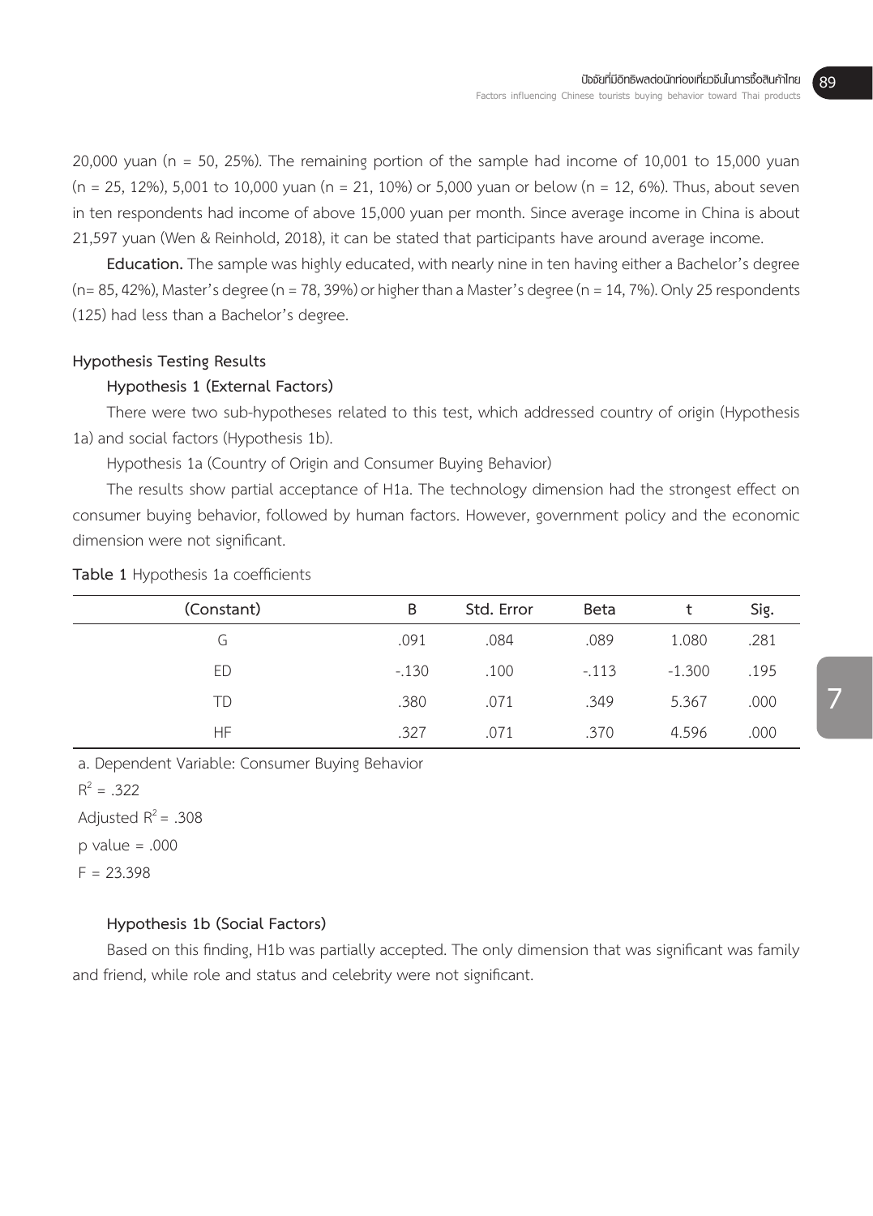20,000 yuan (n = 50, 25%). The remaining portion of the sample had income of 10,001 to 15,000 yuan (n = 25, 12%), 5,001 to 10,000 yuan (n = 21, 10%) or 5,000 yuan or below (n = 12, 6%). Thus, about seven in ten respondents had income of above 15,000 yuan per month. Since average income in China is about 21,597 yuan (Wen & Reinhold, 2018), it can be stated that participants have around average income.

**Education.** The sample was highly educated, with nearly nine in ten having either a Bachelor's degree (n= 85, 42%), Master's degree (n = 78, 39%) or higher than a Master's degree (n = 14, 7%). Only 25 respondents (125) had less than a Bachelor's degree.

### Hypothesis Testing Results

#### Hypothesis 1 (External Factors)

There were two sub-hypotheses related to this test, which addressed country of origin (Hypothesis 1a) and social factors (Hypothesis 1b).

Hypothesis 1a (Country of Origin and Consumer Buying Behavior)

The results show partial acceptance of H1a. The technology dimension had the strongest effect on consumer buying behavior, followed by human factors. However, government policy and the economic dimension were not significant.

**Table 1** Hypothesis 1a coefficients

| (Constant) | B | Std. Error | Beta | t | Sig. |
|---|---|---|---|---|---|
| G | .091 | .084 | .089 | 1.080 | .281 |
| ED | -.130 | .100 | -.113 | -1.300 | .195 |
| TD | .380 | .071 | .349 | 5.367 | .000 |
| HF | .327 | .071 | .370 | 4.596 | .000 |

a. Dependent Variable: Consumer Buying Behavior

$R^2$ = .322

Adjusted $R^2$ = .308

p value = .000

F = 23.398

#### Hypothesis 1b (Social Factors)

Based on this finding, H1b was partially accepted. The only dimension that was significant was family and friend, while role and status and celebrity were not significant.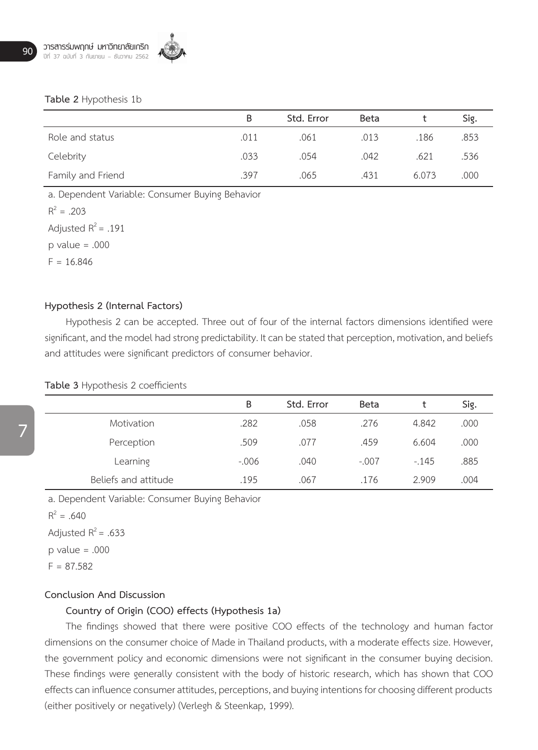**Table 2** Hypothesis 1b

| | B | Std. Error | Beta | t | Sig. |
|---|---|---|---|---|---|
| Role and status | .011 | .061 | .013 | .186 | .853 |
| Celebrity | .033 | .054 | .042 | .621 | .536 |
| Family and Friend | .397 | .065 | .431 | 6.073 | .000 |

a. Dependent Variable: Consumer Buying Behavior

$R^2$ = .203

Adjusted $R^2$ = .191

p value = .000

F = 16.846

#### Hypothesis 2 (Internal Factors)

Hypothesis 2 can be accepted. Three out of four of the internal factors dimensions identified were significant, and the model had strong predictability. It can be stated that perception, motivation, and beliefs and attitudes were significant predictors of consumer behavior.

**Table 3** Hypothesis 2 coefficients

| | B | Std. Error | Beta | t | Sig. |
|---|---|---|---|---|---|
| Motivation | .282 | .058 | .276 | 4.842 | .000 |
| Perception | .509 | .077 | .459 | 6.604 | .000 |
| Learning | -.006 | .040 | -.007 | -.145 | .885 |
| Beliefs and attitude | .195 | .067 | .176 | 2.909 | .004 |

a. Dependent Variable: Consumer Buying Behavior

$R^2$ = .640

Adjusted $R^2$ = .633

p value = .000

F = 87.582

### Conclusion And Discussion

#### Country of Origin (COO) effects (Hypothesis 1a)

The findings showed that there were positive COO effects of the technology and human factor dimensions on the consumer choice of Made in Thailand products, with a moderate effects size. However, the government policy and economic dimensions were not significant in the consumer buying decision. These findings were generally consistent with the body of historic research, which has shown that COO effects can influence consumer attitudes, perceptions, and buying intentions for choosing different products (either positively or negatively) (Verlegh & Steenkap, 1999).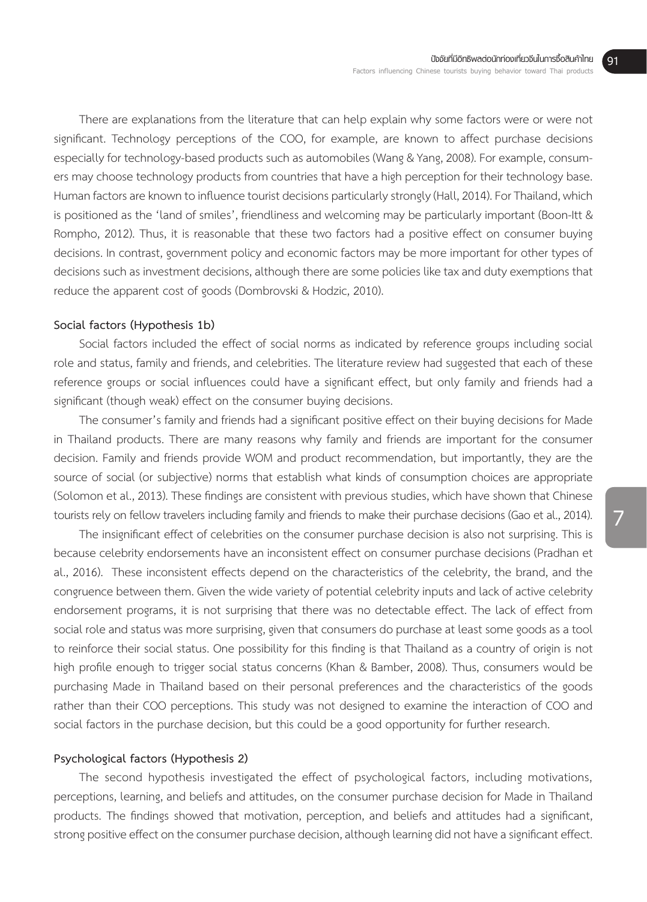There are explanations from the literature that can help explain why some factors were or were not significant. Technology perceptions of the COO, for example, are known to affect purchase decisions especially for technology-based products such as automobiles (Wang & Yang, 2008). For example, consumers may choose technology products from countries that have a high perception for their technology base. Human factors are known to influence tourist decisions particularly strongly (Hall, 2014). For Thailand, which is positioned as the 'land of smiles', friendliness and welcoming may be particularly important (Boon-Itt & Rompho, 2012). Thus, it is reasonable that these two factors had a positive effect on consumer buying decisions. In contrast, government policy and economic factors may be more important for other types of decisions such as investment decisions, although there are some policies like tax and duty exemptions that reduce the apparent cost of goods (Dombrovski & Hodzic, 2010).

**Social factors (Hypothesis 1b)**

Social factors included the effect of social norms as indicated by reference groups including social role and status, family and friends, and celebrities. The literature review had suggested that each of these reference groups or social influences could have a significant effect, but only family and friends had a significant (though weak) effect on the consumer buying decisions.

The consumer's family and friends had a significant positive effect on their buying decisions for Made in Thailand products. There are many reasons why family and friends are important for the consumer decision. Family and friends provide WOM and product recommendation, but importantly, they are the source of social (or subjective) norms that establish what kinds of consumption choices are appropriate (Solomon et al., 2013). These findings are consistent with previous studies, which have shown that Chinese tourists rely on fellow travelers including family and friends to make their purchase decisions (Gao et al., 2014).

The insignificant effect of celebrities on the consumer purchase decision is also not surprising. This is because celebrity endorsements have an inconsistent effect on consumer purchase decisions (Pradhan et al., 2016). These inconsistent effects depend on the characteristics of the celebrity, the brand, and the congruence between them. Given the wide variety of potential celebrity inputs and lack of active celebrity endorsement programs, it is not surprising that there was no detectable effect. The lack of effect from social role and status was more surprising, given that consumers do purchase at least some goods as a tool to reinforce their social status. One possibility for this finding is that Thailand as a country of origin is not high profile enough to trigger social status concerns (Khan & Bamber, 2008). Thus, consumers would be purchasing Made in Thailand based on their personal preferences and the characteristics of the goods rather than their COO perceptions. This study was not designed to examine the interaction of COO and social factors in the purchase decision, but this could be a good opportunity for further research.

**Psychological factors (Hypothesis 2)**

The second hypothesis investigated the effect of psychological factors, including motivations, perceptions, learning, and beliefs and attitudes, on the consumer purchase decision for Made in Thailand products. The findings showed that motivation, perception, and beliefs and attitudes had a significant, strong positive effect on the consumer purchase decision, although learning did not have a significant effect.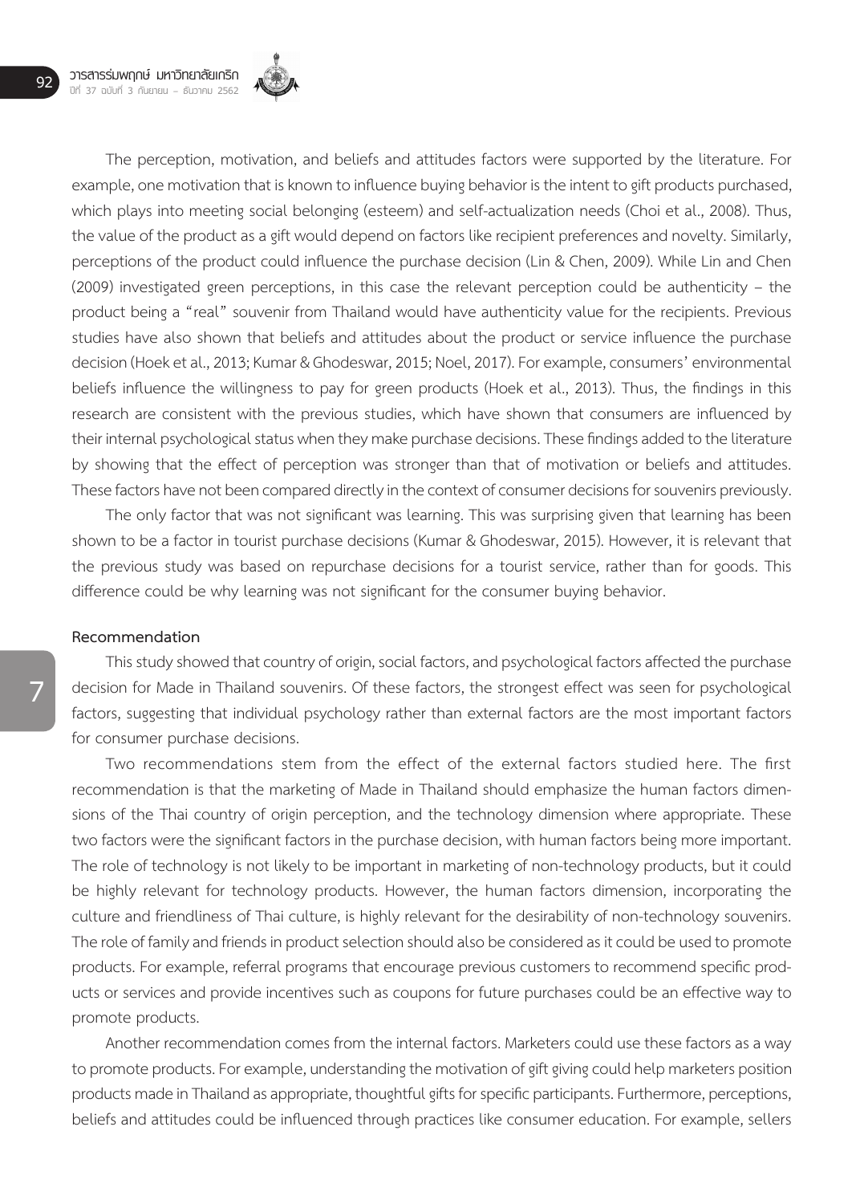The perception, motivation, and beliefs and attitudes factors were supported by the literature. For example, one motivation that is known to influence buying behavior is the intent to gift products purchased, which plays into meeting social belonging (esteem) and self-actualization needs (Choi et al., 2008). Thus, the value of the product as a gift would depend on factors like recipient preferences and novelty. Similarly, perceptions of the product could influence the purchase decision (Lin & Chen, 2009). While Lin and Chen (2009) investigated green perceptions, in this case the relevant perception could be authenticity – the product being a "real" souvenir from Thailand would have authenticity value for the recipients. Previous studies have also shown that beliefs and attitudes about the product or service influence the purchase decision (Hoek et al., 2013; Kumar & Ghodeswar, 2015; Noel, 2017). For example, consumers' environmental beliefs influence the willingness to pay for green products (Hoek et al., 2013). Thus, the findings in this research are consistent with the previous studies, which have shown that consumers are influenced by their internal psychological status when they make purchase decisions. These findings added to the literature by showing that the effect of perception was stronger than that of motivation or beliefs and attitudes. These factors have not been compared directly in the context of consumer decisions for souvenirs previously.

The only factor that was not significant was learning. This was surprising given that learning has been shown to be a factor in tourist purchase decisions (Kumar & Ghodeswar, 2015). However, it is relevant that the previous study was based on repurchase decisions for a tourist service, rather than for goods. This difference could be why learning was not significant for the consumer buying behavior.

**Recommendation**

This study showed that country of origin, social factors, and psychological factors affected the purchase decision for Made in Thailand souvenirs. Of these factors, the strongest effect was seen for psychological factors, suggesting that individual psychology rather than external factors are the most important factors for consumer purchase decisions.

Two recommendations stem from the effect of the external factors studied here. The first recommendation is that the marketing of Made in Thailand should emphasize the human factors dimensions of the Thai country of origin perception, and the technology dimension where appropriate. These two factors were the significant factors in the purchase decision, with human factors being more important. The role of technology is not likely to be important in marketing of non-technology products, but it could be highly relevant for technology products. However, the human factors dimension, incorporating the culture and friendliness of Thai culture, is highly relevant for the desirability of non-technology souvenirs. The role of family and friends in product selection should also be considered as it could be used to promote products. For example, referral programs that encourage previous customers to recommend specific products or services and provide incentives such as coupons for future purchases could be an effective way to promote products.

Another recommendation comes from the internal factors. Marketers could use these factors as a way to promote products. For example, understanding the motivation of gift giving could help marketers position products made in Thailand as appropriate, thoughtful gifts for specific participants. Furthermore, perceptions, beliefs and attitudes could be influenced through practices like consumer education. For example, sellers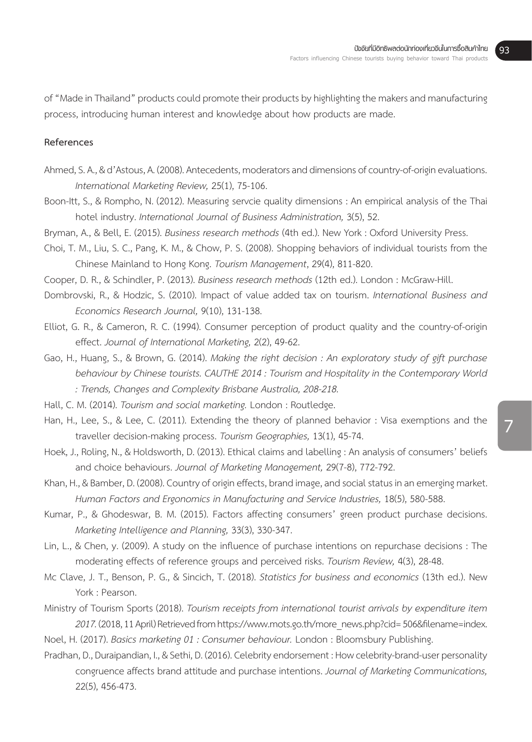of "Made in Thailand" products could promote their products by highlighting the makers and manufacturing process, introducing human interest and knowledge about how products are made.

## References

Ahmed, S. A., & d'Astous, A. (2008). Antecedents, moderators and dimensions of country-of-origin evaluations. *International Marketing Review,* 25(1), 75-106.

Boon-Itt, S., & Rompho, N. (2012). Measuring servcie quality dimensions : An empirical analysis of the Thai hotel industry. *International Journal of Business Administration,* 3(5), 52.

Bryman, A., & Bell, E. (2015). *Business research methods* (4th ed.). New York : Oxford University Press.

Choi, T. M., Liu, S. C., Pang, K. M., & Chow, P. S. (2008). Shopping behaviors of individual tourists from the Chinese Mainland to Hong Kong. *Tourism Management*, 29(4), 811-820.

Cooper, D. R., & Schindler, P. (2013). *Business research methods* (12th ed.). London : McGraw-Hill.

Dombrovski, R., & Hodzic, S. (2010). Impact of value added tax on tourism. *International Business and Economics Research Journal,* 9(10), 131-138.

Elliot, G. R., & Cameron, R. C. (1994). Consumer perception of product quality and the country-of-origin effect. *Journal of International Marketing,* 2(2), 49-62.

Gao, H., Huang, S., & Brown, G. (2014). *Making the right decision : An exploratory study of gift purchase behaviour by Chinese tourists. CAUTHE 2014 : Tourism and Hospitality in the Contemporary World : Trends, Changes and Complexity Brisbane Australia, 208-218.*

Hall, C. M. (2014). *Tourism and social marketing.* London : Routledge.

Han, H., Lee, S., & Lee, C. (2011). Extending the theory of planned behavior : Visa exemptions and the traveller decision-making process. *Tourism Geographies,* 13(1), 45-74.

Hoek, J., Roling, N., & Holdsworth, D. (2013). Ethical claims and labelling : An analysis of consumers' beliefs and choice behaviours. *Journal of Marketing Management,* 29(7-8), 772-792.

Khan, H., & Bamber, D. (2008). Country of origin effects, brand image, and social status in an emerging market. *Human Factors and Ergonomics in Manufacturing and Service Industries,* 18(5), 580-588.

Kumar, P., & Ghodeswar, B. M. (2015). Factors affecting consumers' green product purchase decisions. *Marketing Intelligence and Planning,* 33(3), 330-347.

Lin, L., & Chen, y. (2009). A study on the influence of purchase intentions on repurchase decisions : The moderating effects of reference groups and perceived risks. *Tourism Review,* 4(3), 28-48.

Mc Clave, J. T., Benson, P. G., & Sincich, T. (2018). *Statistics for business and economics* (13th ed.). New York : Pearson.

Ministry of Tourism Sports (2018). *Tourism receipts from international tourist arrivals by expenditure item 2017.* (2018, 11 April) Retrieved from https://www.mots.go.th/more_news.php?cid= 506&filename=index.

Noel, H. (2017). *Basics marketing 01 : Consumer behaviour.* London : Bloomsbury Publishing.

Pradhan, D., Duraipandian, I., & Sethi, D. (2016). Celebrity endorsement : How celebrity-brand-user personality congruence affects brand attitude and purchase intentions. *Journal of Marketing Communications,* 22(5), 456-473.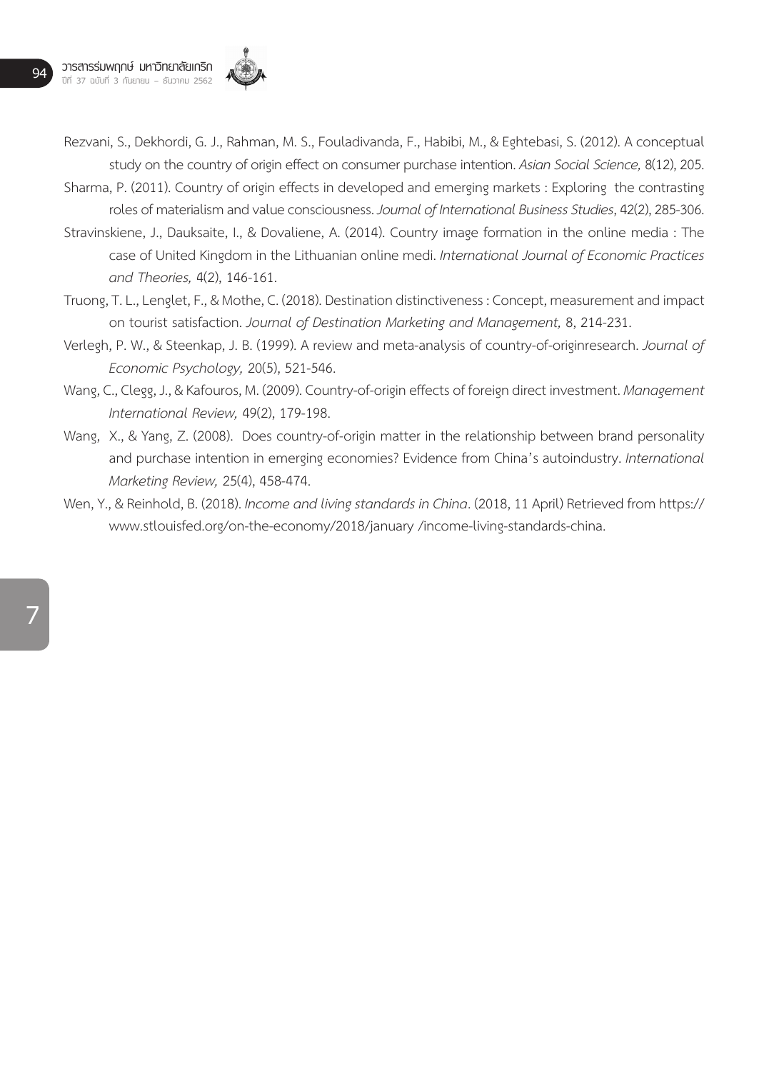Rezvani, S., Dekhordi, G. J., Rahman, M. S., Fouladivanda, F., Habibi, M., & Eghtebasi, S. (2012). A conceptual study on the country of origin effect on consumer purchase intention. *Asian Social Science,* 8(12), 205.

Sharma, P. (2011). Country of origin effects in developed and emerging markets : Exploring the contrasting roles of materialism and value consciousness. *Journal of International Business Studies,* 42(2), 285-306.

Stravinskiene, J., Dauksaite, I., & Dovaliene, A. (2014). Country image formation in the online media : The case of United Kingdom in the Lithuanian online medi. *International Journal of Economic Practices and Theories,* 4(2), 146-161.

Truong, T. L., Lenglet, F., & Mothe, C. (2018). Destination distinctiveness : Concept, measurement and impact on tourist satisfaction. *Journal of Destination Marketing and Management,* 8, 214-231.

Verlegh, P. W., & Steenkap, J. B. (1999). A review and meta-analysis of country-of-originresearch. *Journal of Economic Psychology,* 20(5), 521-546.

Wang, C., Clegg, J., & Kafouros, M. (2009). Country-of-origin effects of foreign direct investment. *Management International Review,* 49(2), 179-198.

Wang, X., & Yang, Z. (2008). Does country-of-origin matter in the relationship between brand personality and purchase intention in emerging economies? Evidence from China's autoindustry. *International Marketing Review,* 25(4), 458-474.

Wen, Y., & Reinhold, B. (2018). *Income and living standards in China*. (2018, 11 April) Retrieved from https://www.stlouisfed.org/on-the-economy/2018/january /income-living-standards-china.